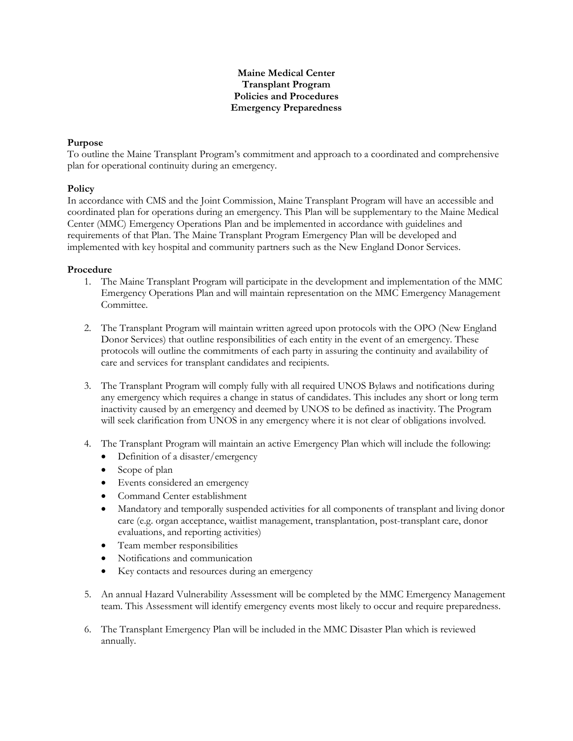**Maine Medical Center**
**Transplant Program**
**Policies and Procedures**
**Emergency Preparedness**

**Purpose**

To outline the Maine Transplant Program's commitment and approach to a coordinated and comprehensive plan for operational continuity during an emergency.

**Policy**

In accordance with CMS and the Joint Commission, Maine Transplant Program will have an accessible and coordinated plan for operations during an emergency. This Plan will be supplementary to the Maine Medical Center (MMC) Emergency Operations Plan and be implemented in accordance with guidelines and requirements of that Plan. The Maine Transplant Program Emergency Plan will be developed and implemented with key hospital and community partners such as the New England Donor Services.

**Procedure**

1. The Maine Transplant Program will participate in the development and implementation of the MMC Emergency Operations Plan and will maintain representation on the MMC Emergency Management Committee.

2. The Transplant Program will maintain written agreed upon protocols with the OPO (New England Donor Services) that outline responsibilities of each entity in the event of an emergency. These protocols will outline the commitments of each party in assuring the continuity and availability of care and services for transplant candidates and recipients.

3. The Transplant Program will comply fully with all required UNOS Bylaws and notifications during any emergency which requires a change in status of candidates. This includes any short or long term inactivity caused by an emergency and deemed by UNOS to be defined as inactivity. The Program will seek clarification from UNOS in any emergency where it is not clear of obligations involved.

4. The Transplant Program will maintain an active Emergency Plan which will include the following:
   - Definition of a disaster/emergency
   - Scope of plan
   - Events considered an emergency
   - Command Center establishment
   - Mandatory and temporally suspended activities for all components of transplant and living donor care (e.g. organ acceptance, waitlist management, transplantation, post-transplant care, donor evaluations, and reporting activities)
   - Team member responsibilities
   - Notifications and communication
   - Key contacts and resources during an emergency

5. An annual Hazard Vulnerability Assessment will be completed by the MMC Emergency Management team. This Assessment will identify emergency events most likely to occur and require preparedness.

6. The Transplant Emergency Plan will be included in the MMC Disaster Plan which is reviewed annually.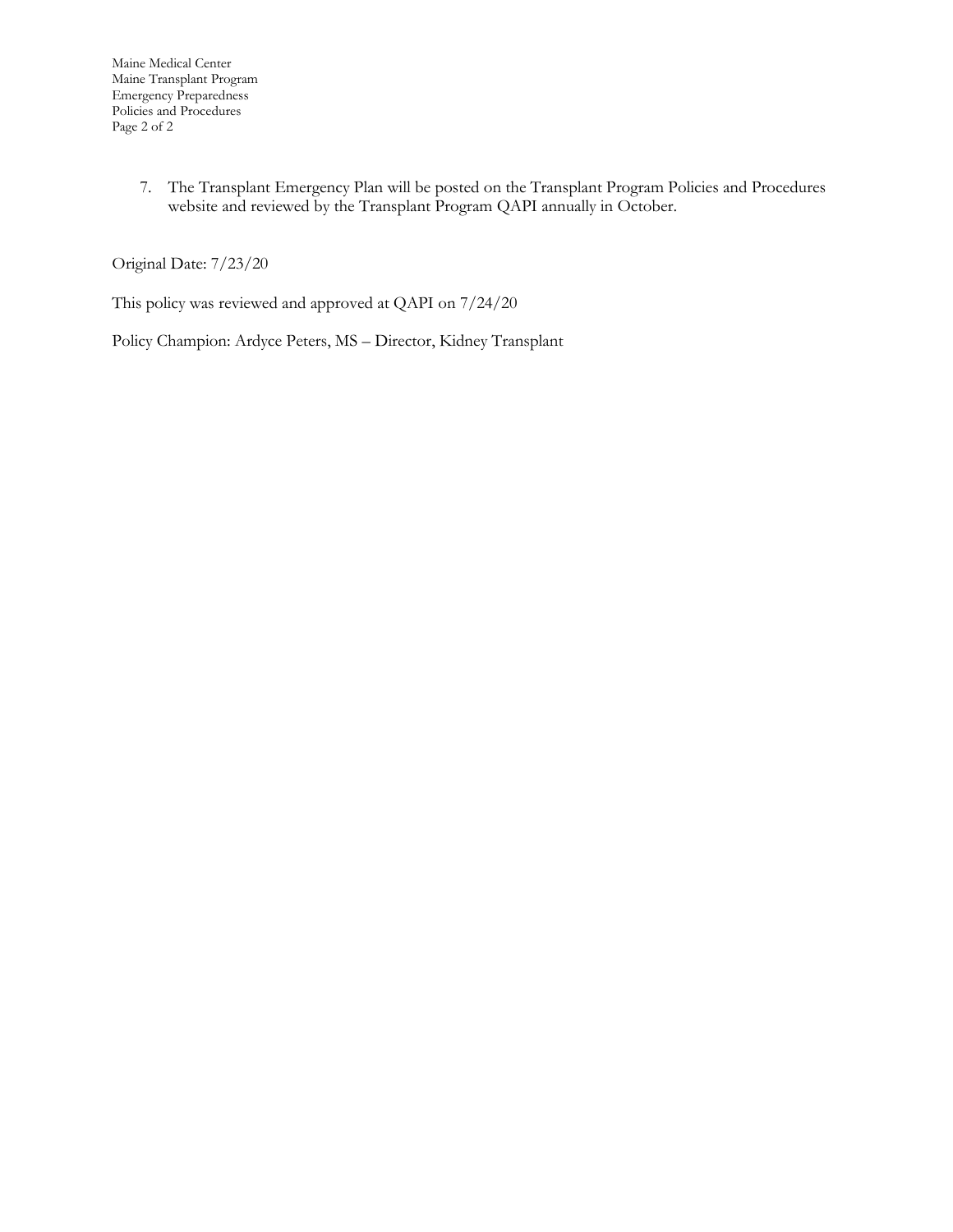7. The Transplant Emergency Plan will be posted on the Transplant Program Policies and Procedures website and reviewed by the Transplant Program QAPI annually in October.

Original Date: 7/23/20

This policy was reviewed and approved at QAPI on 7/24/20

Policy Champion: Ardyce Peters, MS – Director, Kidney Transplant